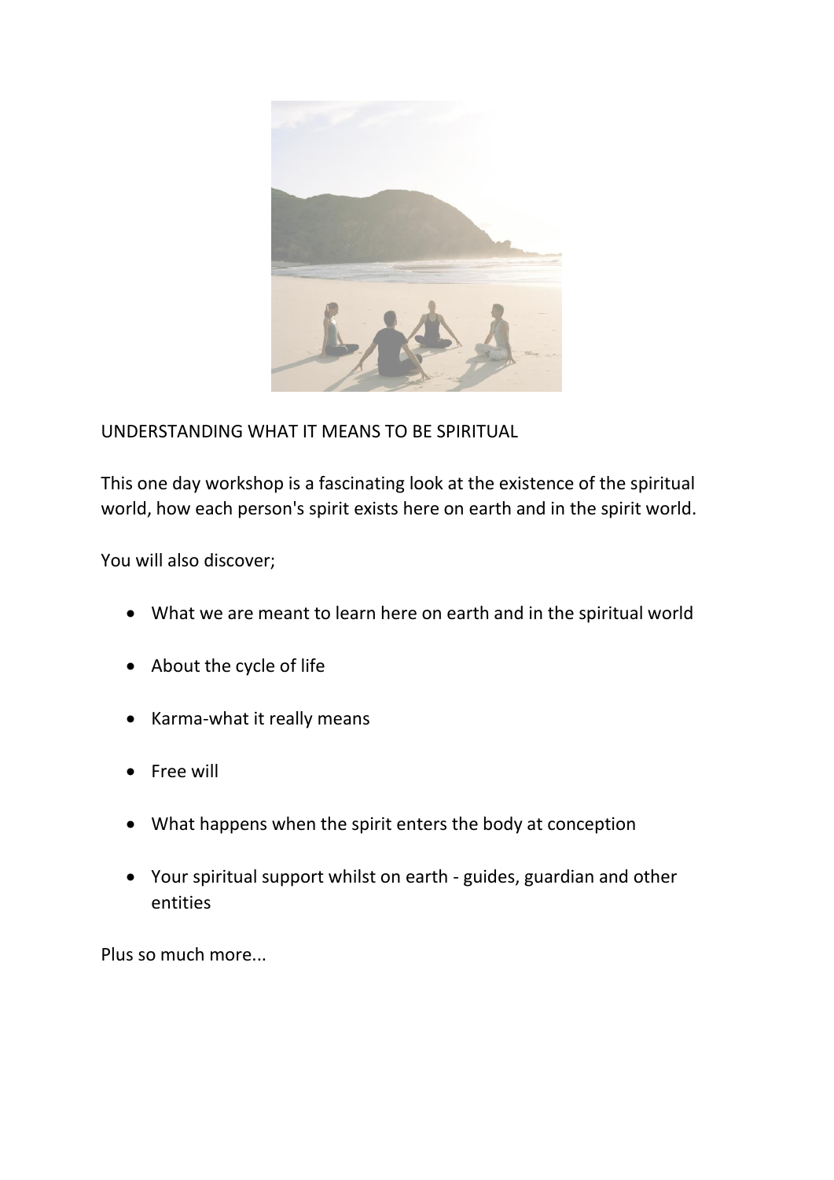UNDERSTANDING WHAT IT MEANS TO BE SPIRITUAL

This one day workshop is a fascinating look at the existence of the spiritual world, how each person's spirit exists here on earth and in the spirit world.

You will also discover;

- What we are meant to learn here on earth and in the spiritual world
- About the cycle of life
- Karma-what it really means
- Free will
- What happens when the spirit enters the body at conception
- Your spiritual support whilst on earth - guides, guardian and other entities

Plus so much more...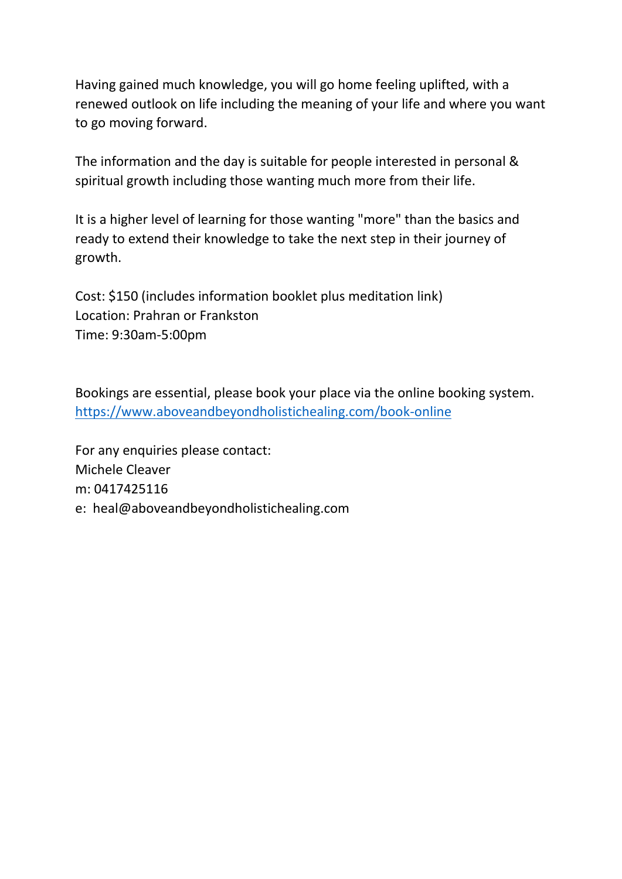Having gained much knowledge, you will go home feeling uplifted, with a renewed outlook on life including the meaning of your life and where you want to go moving forward.

The information and the day is suitable for people interested in personal & spiritual growth including those wanting much more from their life.

It is a higher level of learning for those wanting "more" than the basics and ready to extend their knowledge to take the next step in their journey of growth.

Cost: $150 (includes information booklet plus meditation link)
Location: Prahran or Frankston
Time: 9:30am-5:00pm

Bookings are essential, please book your place via the online booking system.
[https://www.aboveandbeyondholistichealing.com/book-online](https://www.aboveandbeyondholistichealing.com/book-online)

For any enquiries please contact:
Michele Cleaver
m: 0417425116
e: heal@aboveandbeyondholistichealing.com